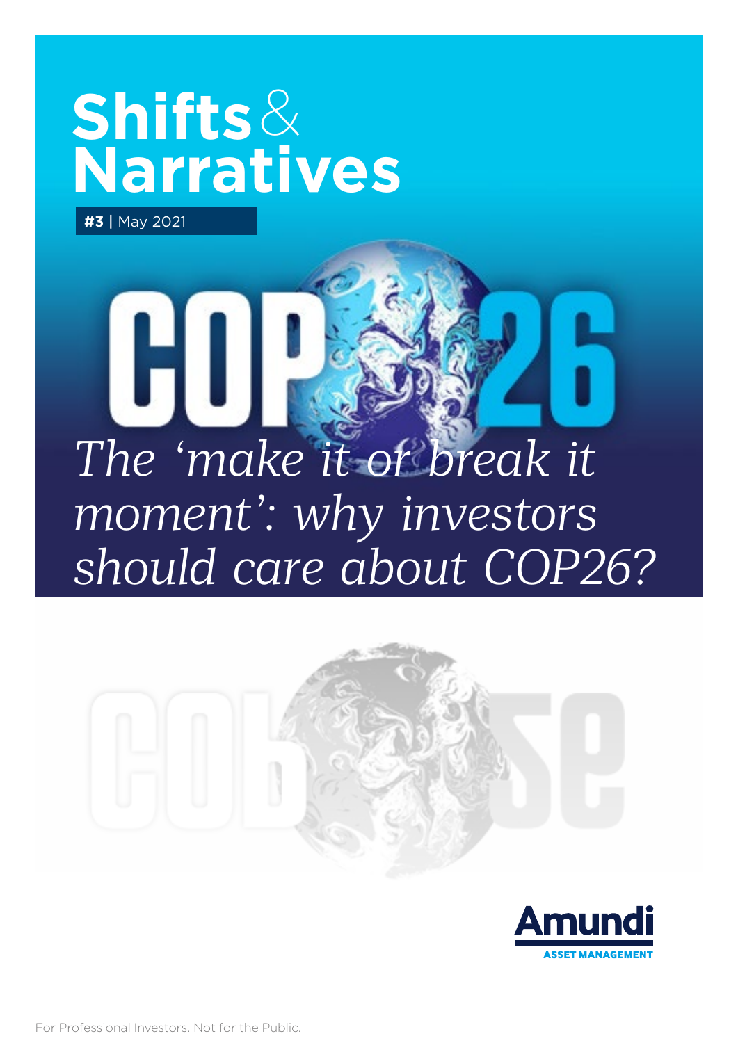# Shifts & Narratives

**#3** | May 2021

## COP26

*The 'make it or break it moment': why investors should care about COP26?*

Amundi ASSET MANAGEMENT

For Professional Investors. Not for the Public.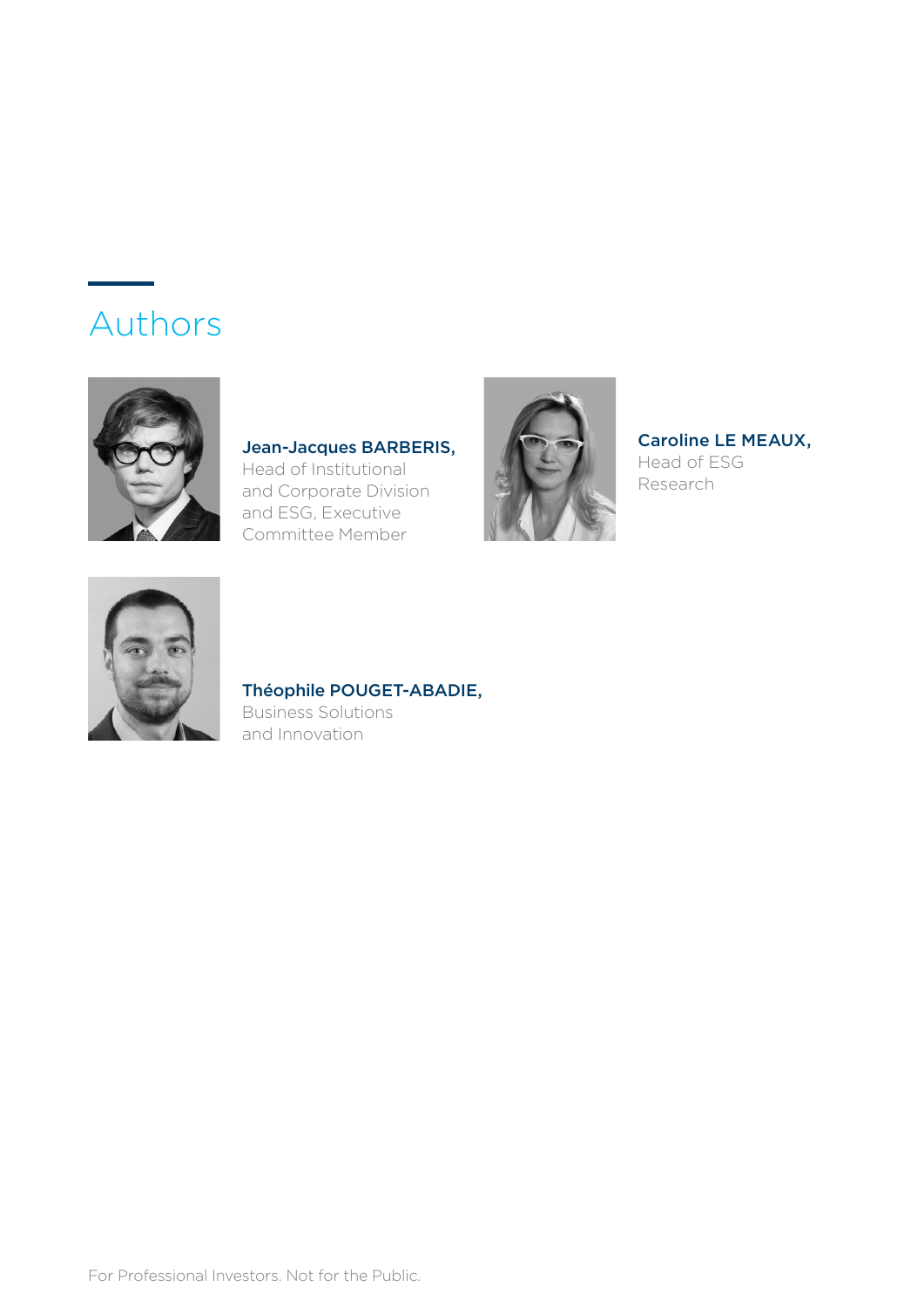## Authors

**Jean-Jacques BARBERIS,**
Head of Institutional and Corporate Division and ESG, Executive Committee Member

**Caroline LE MEAUX,**
Head of ESG Research

**Théophile POUGET-ABADIE,**
Business Solutions and Innovation

For Professional Investors. Not for the Public.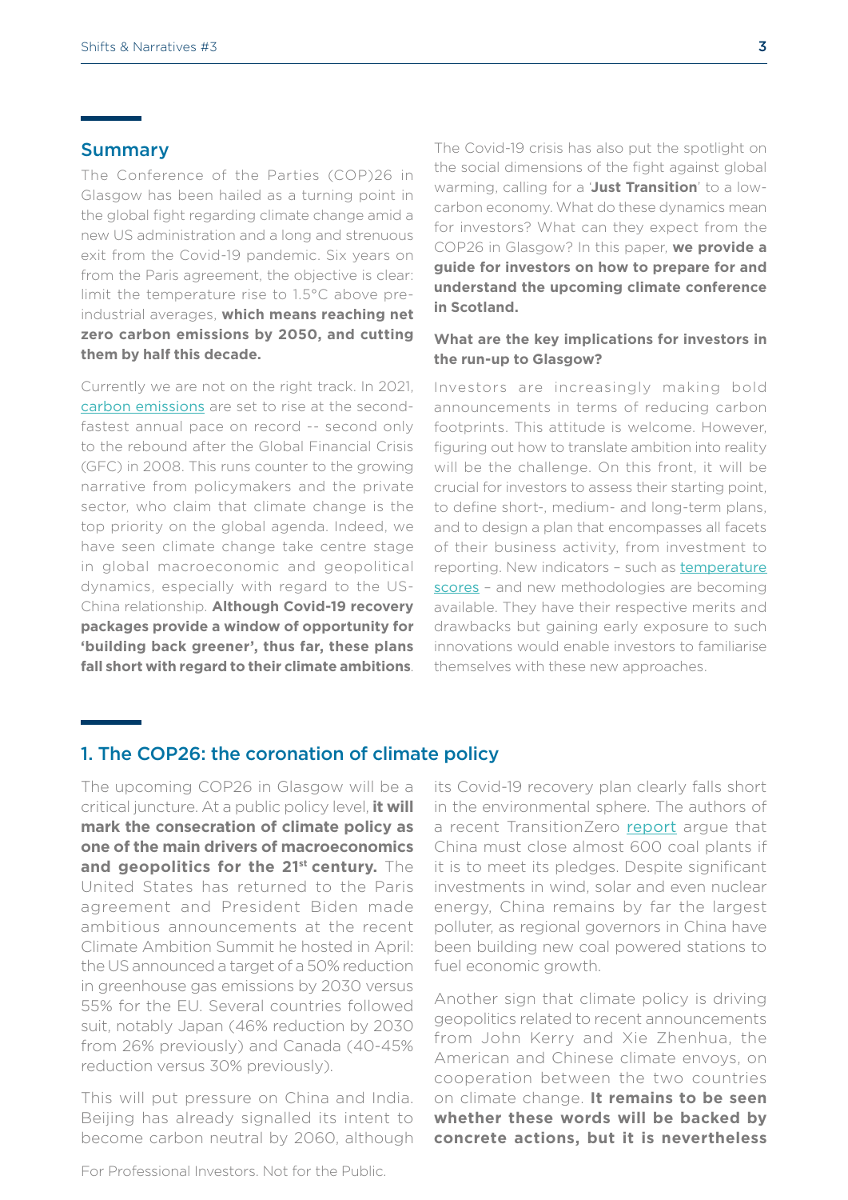## Summary

The Conference of the Parties (COP)26 in Glasgow has been hailed as a turning point in the global fight regarding climate change amid a new US administration and a long and strenuous exit from the Covid-19 pandemic. Six years on from the Paris agreement, the objective is clear: limit the temperature rise to 1.5°C above pre-industrial averages, **which means reaching net zero carbon emissions by 2050, and cutting them by half this decade.**

Currently we are not on the right track. In 2021, carbon emissions are set to rise at the second-fastest annual pace on record -- second only to the rebound after the Global Financial Crisis (GFC) in 2008. This runs counter to the growing narrative from policymakers and the private sector, who claim that climate change is the top priority on the global agenda. Indeed, we have seen climate change take centre stage in global macroeconomic and geopolitical dynamics, especially with regard to the US-China relationship. **Although Covid-19 recovery packages provide a window of opportunity for 'building back greener', thus far, these plans fall short with regard to their climate ambitions**.

The Covid-19 crisis has also put the spotlight on the social dimensions of the fight against global warming, calling for a '**Just Transition**' to a low-carbon economy. What do these dynamics mean for investors? What can they expect from the COP26 in Glasgow? In this paper, **we provide a guide for investors on how to prepare for and understand the upcoming climate conference in Scotland.**

**What are the key implications for investors in the run-up to Glasgow?**

Investors are increasingly making bold announcements in terms of reducing carbon footprints. This attitude is welcome. However, figuring out how to translate ambition into reality will be the challenge. On this front, it will be crucial for investors to assess their starting point, to define short-, medium- and long-term plans, and to design a plan that encompasses all facets of their business activity, from investment to reporting. New indicators – such as temperature scores – and new methodologies are becoming available. They have their respective merits and drawbacks but gaining early exposure to such innovations would enable investors to familiarise themselves with these new approaches.

## 1. The COP26: the coronation of climate policy

The upcoming COP26 in Glasgow will be a critical juncture. At a public policy level, **it will mark the consecration of climate policy as one of the main drivers of macroeconomics and geopolitics for the 21st century.** The United States has returned to the Paris agreement and President Biden made ambitious announcements at the recent Climate Ambition Summit he hosted in April: the US announced a target of a 50% reduction in greenhouse gas emissions by 2030 versus 55% for the EU. Several countries followed suit, notably Japan (46% reduction by 2030 from 26% previously) and Canada (40-45% reduction versus 30% previously).

This will put pressure on China and India. Beijing has already signalled its intent to become carbon neutral by 2060, although its Covid-19 recovery plan clearly falls short in the environmental sphere. The authors of a recent TransitionZero report argue that China must close almost 600 coal plants if it is to meet its pledges. Despite significant investments in wind, solar and even nuclear energy, China remains by far the largest polluter, as regional governors in China have been building new coal powered stations to fuel economic growth.

Another sign that climate policy is driving geopolitics related to recent announcements from John Kerry and Xie Zhenhua, the American and Chinese climate envoys, on cooperation between the two countries on climate change. **It remains to be seen whether these words will be backed by concrete actions, but it is nevertheless**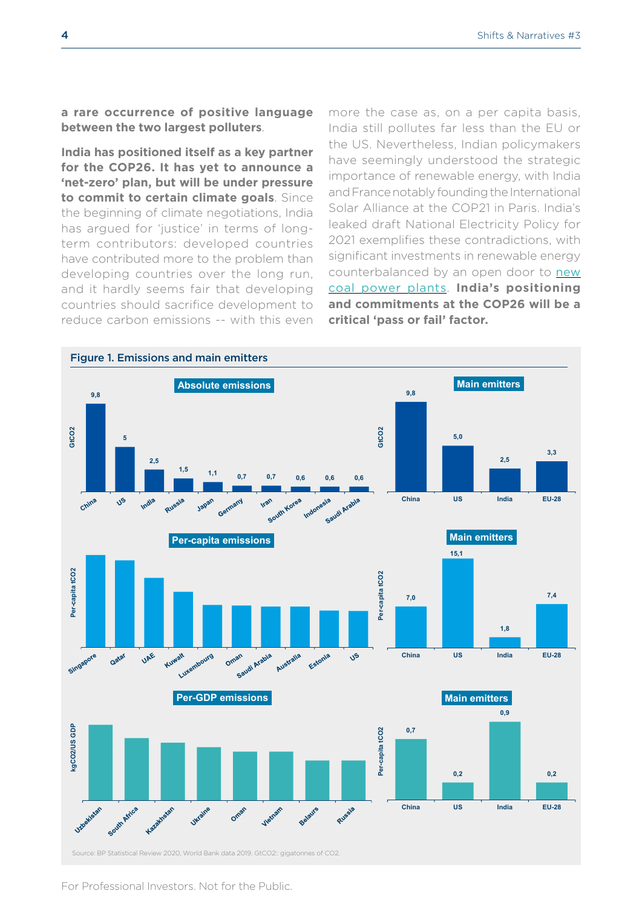**a rare occurrence of positive language between the two largest polluters**.

**India has positioned itself as a key partner for the COP26. It has yet to announce a 'net-zero' plan, but will be under pressure to commit to certain climate goals**. Since the beginning of climate negotiations, India has argued for 'justice' in terms of long-term contributors: developed countries have contributed more to the problem than developing countries over the long run, and it hardly seems fair that developing countries should sacrifice development to reduce carbon emissions -- with this even more the case as, on a per capita basis, India still pollutes far less than the EU or the US. Nevertheless, Indian policymakers have seemingly understood the strategic importance of renewable energy, with India and France notably founding the International Solar Alliance at the COP21 in Paris. India's leaked draft National Electricity Policy for 2021 exemplifies these contradictions, with significant investments in renewable energy counterbalanced by an open door to new coal power plants. **India's positioning and commitments at the COP26 will be a critical 'pass or fail' factor.**

**Figure 1. Emissions and main emitters**

**Absolute emissions** (GtCO2)

| China | US | India | Russia | Japan | Germany | Iran | South Korea | Indonesia | Saudi Arabia |
|---|---|---|---|---|---|---|---|---|---|
| 9,8 | 5 | 2,5 | 1,5 | 1,1 | 0,7 | 0,7 | 0,6 | 0,6 | 0,6 |

**Main emitters** (GtCO2)

| China | US | India | EU-28 |
|---|---|---|---|
| 9,8 | 5,0 | 2,5 | 3,3 |

**Per-capita emissions** (Per-capita tCO2)

Singapore, Qatar, UAE, Kuwait, Luxembourg, Oman, Saudi Arabia, Australia, Estonia, US

**Main emitters** (Per-capita tCO2)

| China | US | India | EU-28 |
|---|---|---|---|
| 7,0 | 15,1 | 1,8 | 7,4 |

**Per-GDP emissions** (kgCO2/US GDP)

Uzbekistan, South Africa, Kazakhstan, Ukraine, Oman, Vietnam, Belarus, Russia

**Main emitters** (Per-capita tCO2)

| China | US | India | EU-28 |
|---|---|---|---|
| 0,7 | 0,2 | 0,9 | 0,2 |

Source: BP Statistical Review 2020, World Bank data 2019. GtCO2: gigatonnes of CO2.

For Professional Investors. Not for the Public.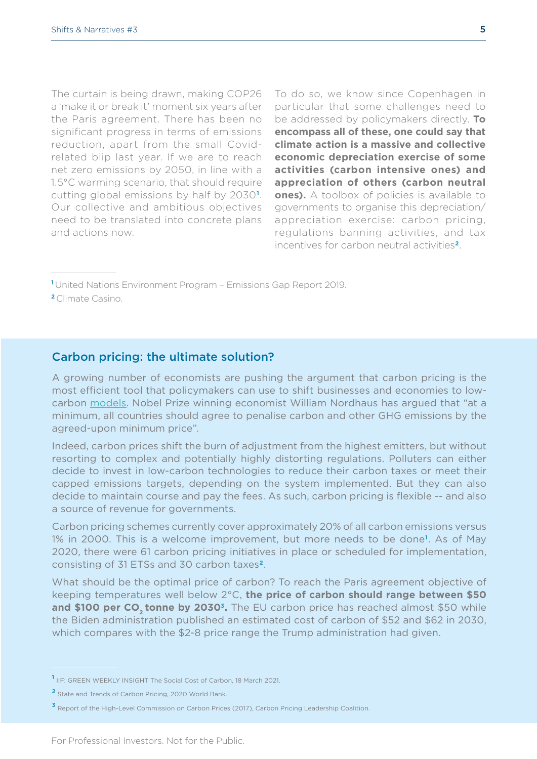The curtain is being drawn, making COP26 a 'make it or break it' moment six years after the Paris agreement. There has been no significant progress in terms of emissions reduction, apart from the small Covid-related blip last year. If we are to reach net zero emissions by 2050, in line with a 1.5°C warming scenario, that should require cutting global emissions by half by 2030[1]. Our collective and ambitious objectives need to be translated into concrete plans and actions now.

To do so, we know since Copenhagen in particular that some challenges need to be addressed by policymakers directly. **To encompass all of these, one could say that climate action is a massive and collective economic depreciation exercise of some activities (carbon intensive ones) and appreciation of others (carbon neutral ones).** A toolbox of policies is available to governments to organise this depreciation/appreciation exercise: carbon pricing, regulations banning activities, and tax incentives for carbon neutral activities[2].

[1] United Nations Environment Program – Emissions Gap Report 2019.

[2] Climate Casino.

## Carbon pricing: the ultimate solution?

A growing number of economists are pushing the argument that carbon pricing is the most efficient tool that policymakers can use to shift businesses and economies to low-carbon models. Nobel Prize winning economist William Nordhaus has argued that "at a minimum, all countries should agree to penalise carbon and other GHG emissions by the agreed-upon minimum price".

Indeed, carbon prices shift the burn of adjustment from the highest emitters, but without resorting to complex and potentially highly distorting regulations. Polluters can either decide to invest in low-carbon technologies to reduce their carbon taxes or meet their capped emissions targets, depending on the system implemented. But they can also decide to maintain course and pay the fees. As such, carbon pricing is flexible -- and also a source of revenue for governments.

Carbon pricing schemes currently cover approximately 20% of all carbon emissions versus 1% in 2000. This is a welcome improvement, but more needs to be done[1]. As of May 2020, there were 61 carbon pricing initiatives in place or scheduled for implementation, consisting of 31 ETSs and 30 carbon taxes[2].

What should be the optimal price of carbon? To reach the Paris agreement objective of keeping temperatures well below 2°C, **the price of carbon should range between \$50 and \$100 per $CO_2$ tonne by 2030[3].** The EU carbon price has reached almost \$50 while the Biden administration published an estimated cost of carbon of \$52 and \$62 in 2030, which compares with the \$2-8 price range the Trump administration had given.

[1] IIF: GREEN WEEKLY INSIGHT The Social Cost of Carbon, 18 March 2021.

[2] State and Trends of Carbon Pricing, 2020 World Bank.

[3] Report of the High-Level Commission on Carbon Prices (2017), Carbon Pricing Leadership Coalition.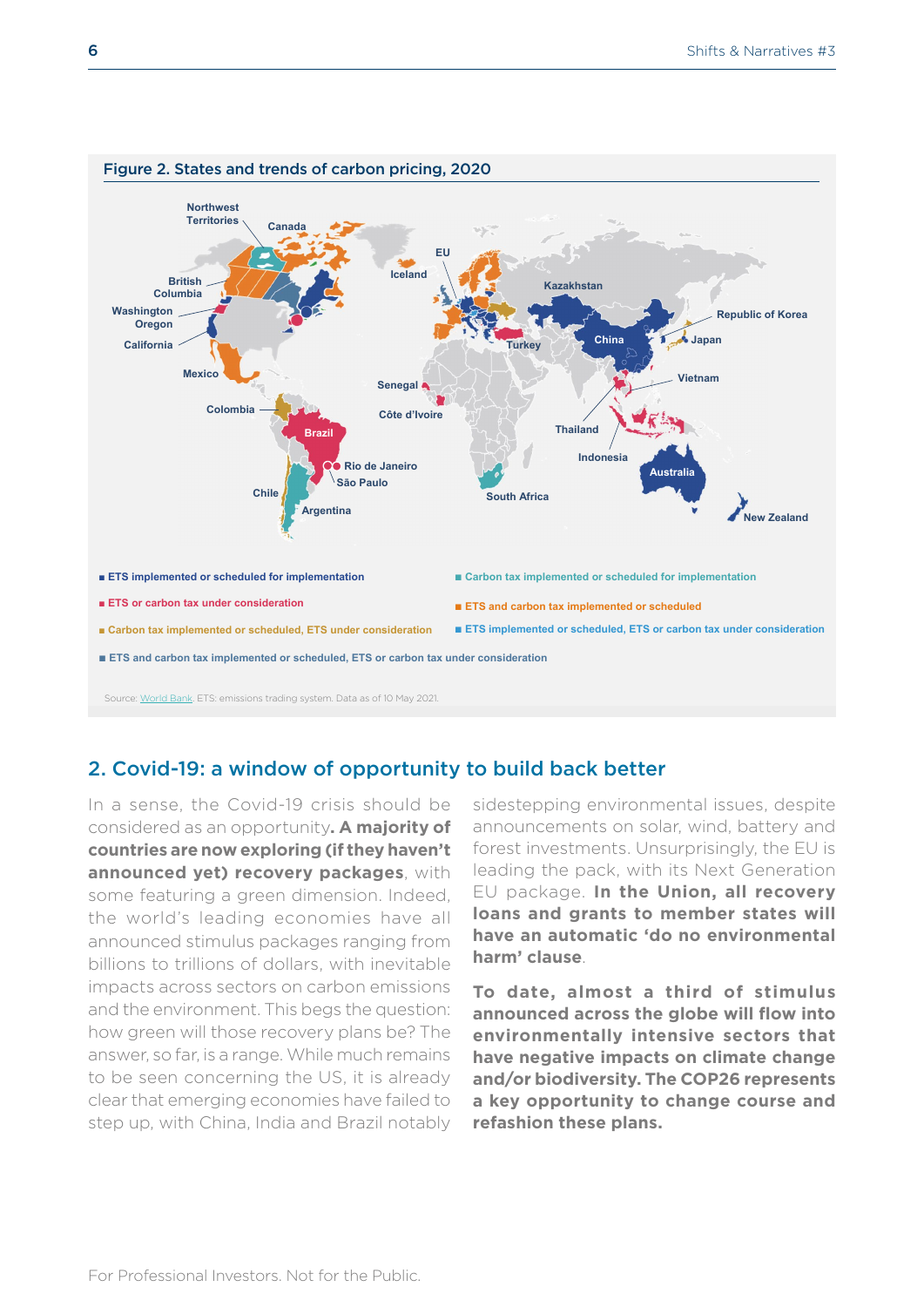**Figure 2. States and trends of carbon pricing, 2020**

- ETS implemented or scheduled for implementation
- Carbon tax implemented or scheduled for implementation
- ETS or carbon tax under consideration
- ETS and carbon tax implemented or scheduled
- Carbon tax implemented or scheduled, ETS under consideration
- ETS implemented or scheduled, ETS or carbon tax under consideration
- ETS and carbon tax implemented or scheduled, ETS or carbon tax under consideration

Source: World Bank. ETS: emissions trading system. Data as of 10 May 2021.

## 2. Covid-19: a window of opportunity to build back better

In a sense, the Covid-19 crisis should be considered as an opportunity**. A majority of countries are now exploring (if they haven't announced yet) recovery packages**, with some featuring a green dimension. Indeed, the world's leading economies have all announced stimulus packages ranging from billions to trillions of dollars, with inevitable impacts across sectors on carbon emissions and the environment. This begs the question: how green will those recovery plans be? The answer, so far, is a range. While much remains to be seen concerning the US, it is already clear that emerging economies have failed to step up, with China, India and Brazil notably sidestepping environmental issues, despite announcements on solar, wind, battery and forest investments. Unsurprisingly, the EU is leading the pack, with its Next Generation EU package. **In the Union, all recovery loans and grants to member states will have an automatic 'do no environmental harm' clause**.

**To date, almost a third of stimulus announced across the globe will flow into environmentally intensive sectors that have negative impacts on climate change and/or biodiversity. The COP26 represents a key opportunity to change course and refashion these plans.**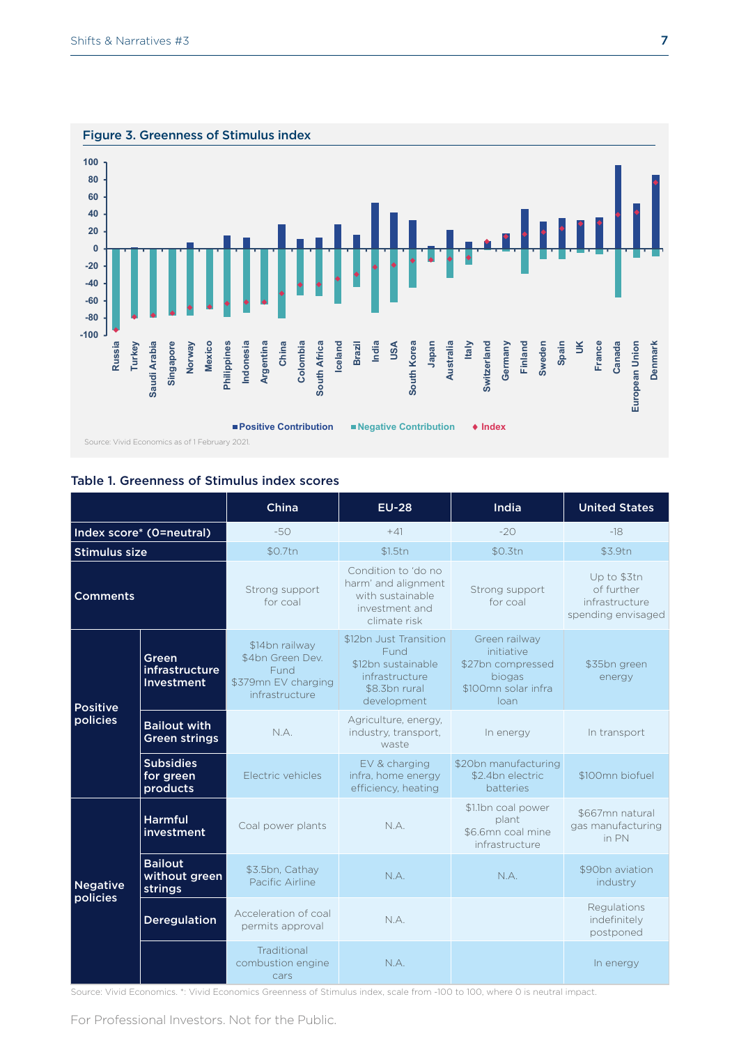**Figure 3. Greenness of Stimulus index**

Source: Vivid Economics as of 1 February 2021.

**Table 1. Greenness of Stimulus index scores**

| | | China | EU-28 | India | United States |
|---|---|---|---|---|---|
| **Index score* (0=neutral)** | | -50 | +41 | -20 | -18 |
| **Stimulus size** | | $0.7tn | $1.5tn | $0.3tn | $3.9tn |
| **Comments** | | Strong support for coal | Condition to 'do no harm' and alignment with sustainable investment and climate risk | Strong support for coal | Up to $3tn of further infrastructure spending envisaged |
| **Positive policies** | **Green infrastructure Investment** | $14bn railway<br>$4bn Green Dev. Fund<br>$379mn EV charging infrastructure | $12bn Just Transition Fund<br>$12bn sustainable infrastructure<br>$8.3bn rural development | Green railway initiative<br>$27bn compressed biogas<br>$100mn solar infra loan | $35bn green energy |
| | **Bailout with Green strings** | N.A. | Agriculture, energy, industry, transport, waste | In energy | In transport |
| | **Subsidies for green products** | Electric vehicles | EV & charging infra, home energy efficiency, heating | $20bn manufacturing<br>$2.4bn electric batteries | $100mn biofuel |
| **Negative policies** | **Harmful investment** | Coal power plants | N.A. | $1.1bn coal power plant<br>$6.6mn coal mine infrastructure | $667mn natural gas manufacturing in PN |
| | **Bailout without green strings** | $3.5bn, Cathay Pacific Airline | N.A. | N.A. | $90bn aviation industry |
| | **Deregulation** | Acceleration of coal permits approval | N.A. | | Regulations indefinitely postponed |
| | | Traditional combustion engine cars | N.A. | | In energy |

Source: Vivid Economics. *: Vivid Economics Greenness of Stimulus index, scale from -100 to 100, where 0 is neutral impact.

For Professional Investors. Not for the Public.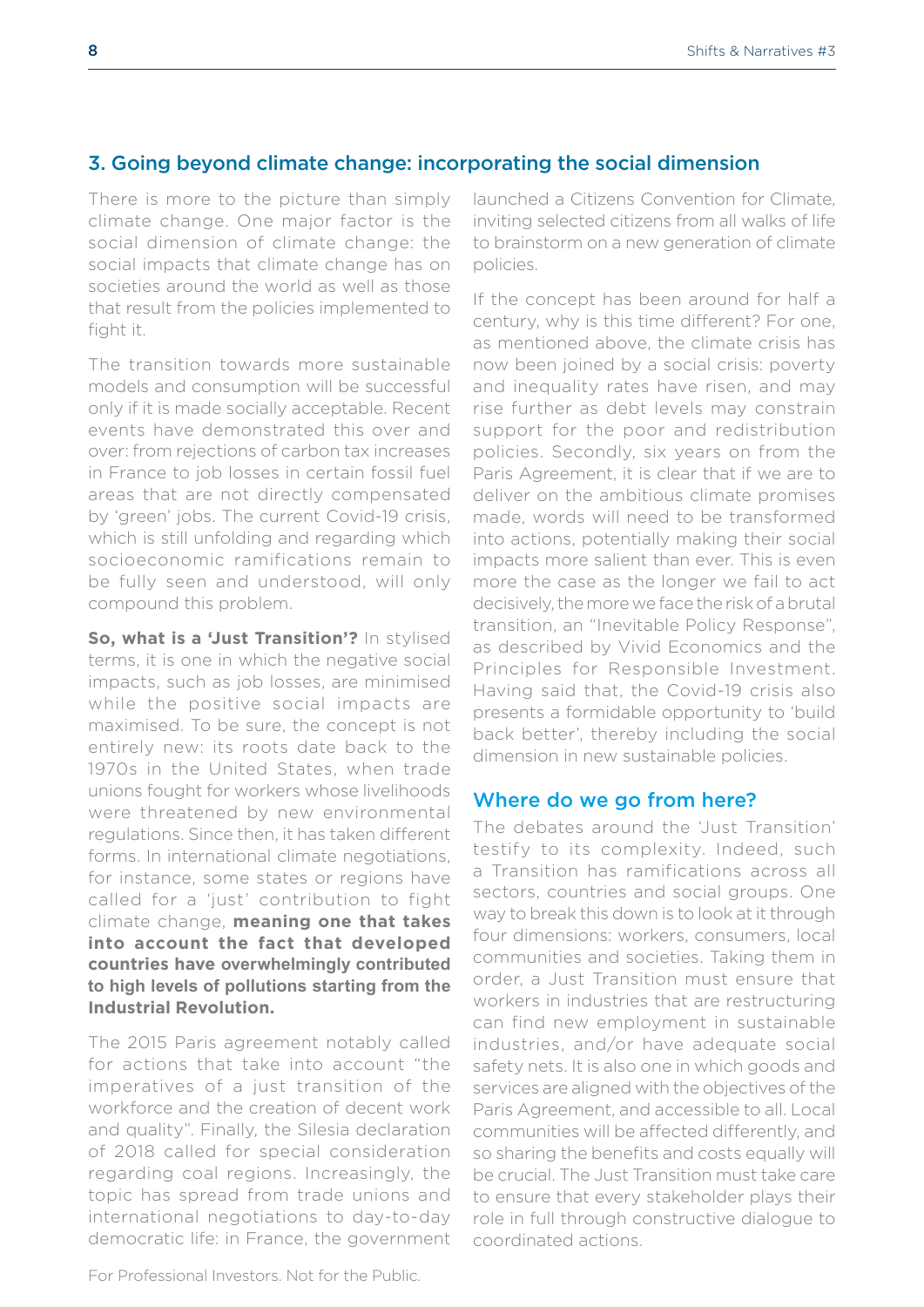## 3. Going beyond climate change: incorporating the social dimension

There is more to the picture than simply climate change. One major factor is the social dimension of climate change: the social impacts that climate change has on societies around the world as well as those that result from the policies implemented to fight it.

The transition towards more sustainable models and consumption will be successful only if it is made socially acceptable. Recent events have demonstrated this over and over: from rejections of carbon tax increases in France to job losses in certain fossil fuel areas that are not directly compensated by 'green' jobs. The current Covid-19 crisis, which is still unfolding and regarding which socioeconomic ramifications remain to be fully seen and understood, will only compound this problem.

**So, what is a 'Just Transition'?** In stylised terms, it is one in which the negative social impacts, such as job losses, are minimised while the positive social impacts are maximised. To be sure, the concept is not entirely new: its roots date back to the 1970s in the United States, when trade unions fought for workers whose livelihoods were threatened by new environmental regulations. Since then, it has taken different forms. In international climate negotiations, for instance, some states or regions have called for a 'just' contribution to fight climate change, **meaning one that takes into account the fact that developed countries have overwhelmingly contributed to high levels of pollutions starting from the Industrial Revolution.**

The 2015 Paris agreement notably called for actions that take into account "the imperatives of a just transition of the workforce and the creation of decent work and quality". Finally, the Silesia declaration of 2018 called for special consideration regarding coal regions. Increasingly, the topic has spread from trade unions and international negotiations to day-to-day democratic life: in France, the government launched a Citizens Convention for Climate, inviting selected citizens from all walks of life to brainstorm on a new generation of climate policies.

If the concept has been around for half a century, why is this time different? For one, as mentioned above, the climate crisis has now been joined by a social crisis: poverty and inequality rates have risen, and may rise further as debt levels may constrain support for the poor and redistribution policies. Secondly, six years on from the Paris Agreement, it is clear that if we are to deliver on the ambitious climate promises made, words will need to be transformed into actions, potentially making their social impacts more salient than ever. This is even more the case as the longer we fail to act decisively, the more we face the risk of a brutal transition, an "Inevitable Policy Response", as described by Vivid Economics and the Principles for Responsible Investment. Having said that, the Covid-19 crisis also presents a formidable opportunity to 'build back better', thereby including the social dimension in new sustainable policies.

### Where do we go from here?

The debates around the 'Just Transition' testify to its complexity. Indeed, such a Transition has ramifications across all sectors, countries and social groups. One way to break this down is to look at it through four dimensions: workers, consumers, local communities and societies. Taking them in order, a Just Transition must ensure that workers in industries that are restructuring can find new employment in sustainable industries, and/or have adequate social safety nets. It is also one in which goods and services are aligned with the objectives of the Paris Agreement, and accessible to all. Local communities will be affected differently, and so sharing the benefits and costs equally will be crucial. The Just Transition must take care to ensure that every stakeholder plays their role in full through constructive dialogue to coordinated actions.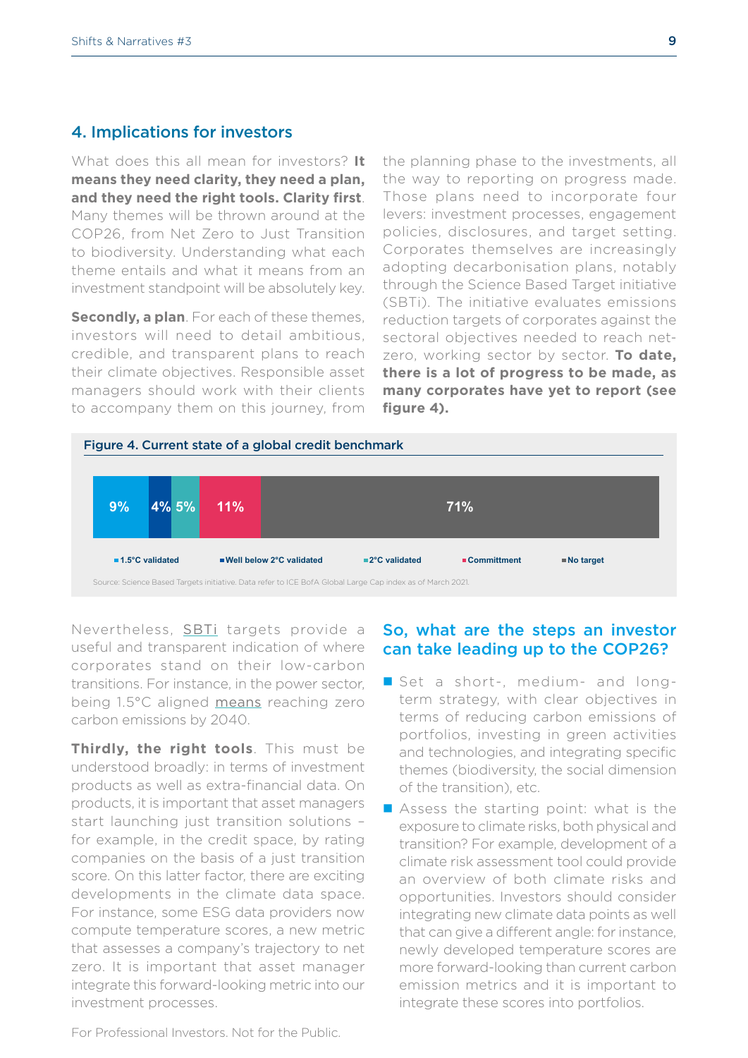## 4. Implications for investors

What does this all mean for investors? **It means they need clarity, they need a plan, and they need the right tools. Clarity first**. Many themes will be thrown around at the COP26, from Net Zero to Just Transition to biodiversity. Understanding what each theme entails and what it means from an investment standpoint will be absolutely key.

**Secondly, a plan**. For each of these themes, investors will need to detail ambitious, credible, and transparent plans to reach their climate objectives. Responsible asset managers should work with their clients to accompany them on this journey, from the planning phase to the investments, all the way to reporting on progress made. Those plans need to incorporate four levers: investment processes, engagement policies, disclosures, and target setting. Corporates themselves are increasingly adopting decarbonisation plans, notably through the Science Based Target initiative (SBTi). The initiative evaluates emissions reduction targets of corporates against the sectoral objectives needed to reach net-zero, working sector by sector. **To date, there is a lot of progress to be made, as many corporates have yet to report (see figure 4).**

**Figure 4. Current state of a global credit benchmark**

| 1.5°C validated | Well below 2°C validated | 2°C validated | Committment | No target |
|---|---|---|---|---|
| 9% | 4% | 5% | 11% | 71% |

Source: Science Based Targets initiative. Data refer to ICE BofA Global Large Cap index as of March 2021.

Nevertheless, SBTi targets provide a useful and transparent indication of where corporates stand on their low-carbon transitions. For instance, in the power sector, being 1.5°C aligned means reaching zero carbon emissions by 2040.

**Thirdly, the right tools**. This must be understood broadly: in terms of investment products as well as extra-financial data. On products, it is important that asset managers start launching just transition solutions – for example, in the credit space, by rating companies on the basis of a just transition score. On this latter factor, there are exciting developments in the climate data space. For instance, some ESG data providers now compute temperature scores, a new metric that assesses a company's trajectory to net zero. It is important that asset manager integrate this forward-looking metric into our investment processes.

### So, what are the steps an investor can take leading up to the COP26?

- Set a short-, medium- and long-term strategy, with clear objectives in terms of reducing carbon emissions of portfolios, investing in green activities and technologies, and integrating specific themes (biodiversity, the social dimension of the transition), etc.
- Assess the starting point: what is the exposure to climate risks, both physical and transition? For example, development of a climate risk assessment tool could provide an overview of both climate risks and opportunities. Investors should consider integrating new climate data points as well that can give a different angle: for instance, newly developed temperature scores are more forward-looking than current carbon emission metrics and it is important to integrate these scores into portfolios.

For Professional Investors. Not for the Public.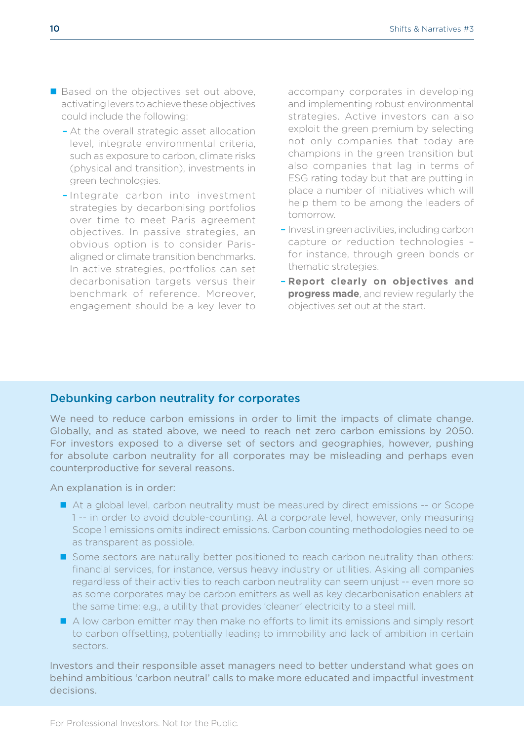- Based on the objectives set out above, activating levers to achieve these objectives could include the following:
  - At the overall strategic asset allocation level, integrate environmental criteria, such as exposure to carbon, climate risks (physical and transition), investments in green technologies.
  - Integrate carbon into investment strategies by decarbonising portfolios over time to meet Paris agreement objectives. In passive strategies, an obvious option is to consider Paris-aligned or climate transition benchmarks. In active strategies, portfolios can set decarbonisation targets versus their benchmark of reference. Moreover, engagement should be a key lever to accompany corporates in developing and implementing robust environmental strategies. Active investors can also exploit the green premium by selecting not only companies that today are champions in the green transition but also companies that lag in terms of ESG rating today but that are putting in place a number of initiatives which will help them to be among the leaders of tomorrow.
  - Invest in green activities, including carbon capture or reduction technologies – for instance, through green bonds or thematic strategies.
  - **Report clearly on objectives and progress made**, and review regularly the objectives set out at the start.

## Debunking carbon neutrality for corporates

We need to reduce carbon emissions in order to limit the impacts of climate change. Globally, and as stated above, we need to reach net zero carbon emissions by 2050. For investors exposed to a diverse set of sectors and geographies, however, pushing for absolute carbon neutrality for all corporates may be misleading and perhaps even counterproductive for several reasons.

An explanation is in order:

- At a global level, carbon neutrality must be measured by direct emissions -- or Scope 1 -- in order to avoid double-counting. At a corporate level, however, only measuring Scope 1 emissions omits indirect emissions. Carbon counting methodologies need to be as transparent as possible.
- Some sectors are naturally better positioned to reach carbon neutrality than others: financial services, for instance, versus heavy industry or utilities. Asking all companies regardless of their activities to reach carbon neutrality can seem unjust -- even more so as some corporates may be carbon emitters as well as key decarbonisation enablers at the same time: e.g., a utility that provides 'cleaner' electricity to a steel mill.
- A low carbon emitter may then make no efforts to limit its emissions and simply resort to carbon offsetting, potentially leading to immobility and lack of ambition in certain sectors.

Investors and their responsible asset managers need to better understand what goes on behind ambitious 'carbon neutral' calls to make more educated and impactful investment decisions.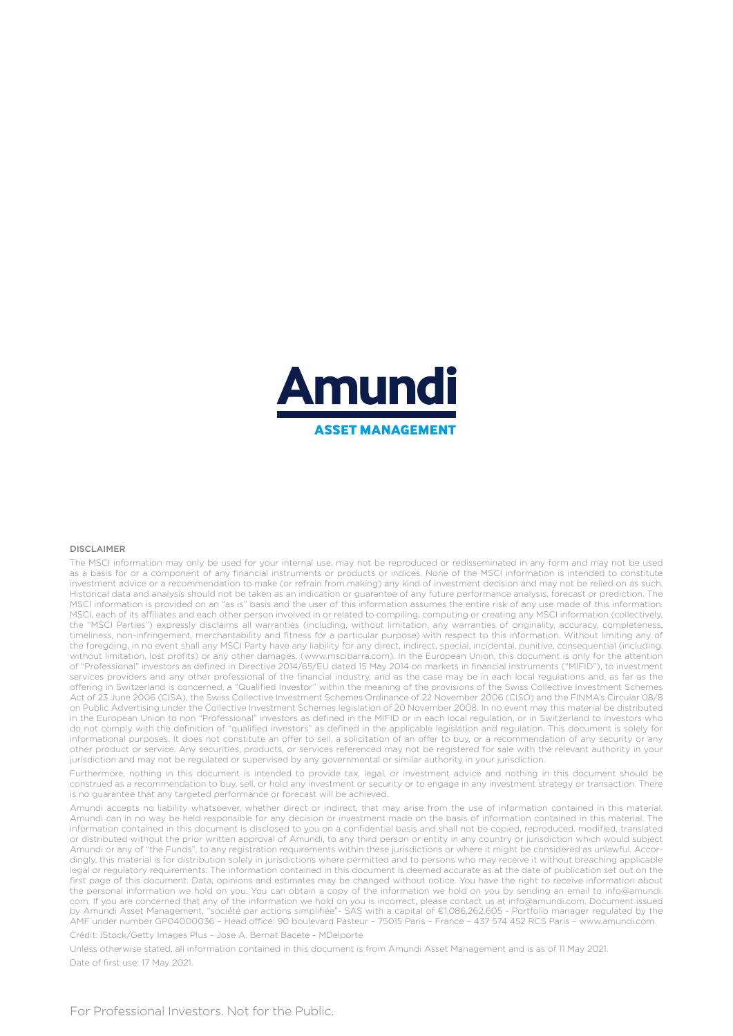Amundi

ASSET MANAGEMENT

DISCLAIMER

The MSCI information may only be used for your internal use, may not be reproduced or redisseminated in any form and may not be used as a basis for or a component of any financial instruments or products or indices. None of the MSCI information is intended to constitute investment advice or a recommendation to make (or refrain from making) any kind of investment decision and may not be relied on as such. Historical data and analysis should not be taken as an indication or guarantee of any future performance analysis, forecast or prediction. The MSCI information is provided on an "as is" basis and the user of this information assumes the entire risk of any use made of this information. MSCI, each of its affiliates and each other person involved in or related to compiling, computing or creating any MSCI information (collectively, the "MSCI Parties") expressly disclaims all warranties (including, without limitation, any warranties of originality, accuracy, completeness, timeliness, non-infringement, merchantability and fitness for a particular purpose) with respect to this information. Without limiting any of the foregoing, in no event shall any MSCI Party have any liability for any direct, indirect, special, incidental, punitive, consequential (including, without limitation, lost profits) or any other damages. (www.mscibarra.com). In the European Union, this document is only for the attention of "Professional" investors as defined in Directive 2014/65/EU dated 15 May 2014 on markets in financial instruments ("MIFID"), to investment services providers and any other professional of the financial industry, and as the case may be in each local regulations and, as far as the offering in Switzerland is concerned, a "Qualified Investor" within the meaning of the provisions of the Swiss Collective Investment Schemes Act of 23 June 2006 (CISA), the Swiss Collective Investment Schemes Ordinance of 22 November 2006 (CISO) and the FINMA's Circular 08/8 on Public Advertising under the Collective Investment Schemes legislation of 20 November 2008. In no event may this material be distributed in the European Union to non "Professional" investors as defined in the MIFID or in each local regulation, or in Switzerland to investors who do not comply with the definition of "qualified investors" as defined in the applicable legislation and regulation. This document is solely for informational purposes. It does not constitute an offer to sell, a solicitation of an offer to buy, or a recommendation of any security or any other product or service. Any securities, products, or services referenced may not be registered for sale with the relevant authority in your jurisdiction and may not be regulated or supervised by any governmental or similar authority in your jurisdiction.

Furthermore, nothing in this document is intended to provide tax, legal, or investment advice and nothing in this document should be construed as a recommendation to buy, sell, or hold any investment or security or to engage in any investment strategy or transaction. There is no guarantee that any targeted performance or forecast will be achieved.

Amundi accepts no liability whatsoever, whether direct or indirect, that may arise from the use of information contained in this material. Amundi can in no way be held responsible for any decision or investment made on the basis of information contained in this material. The information contained in this document is disclosed to you on a confidential basis and shall not be copied, reproduced, modified, translated or distributed without the prior written approval of Amundi, to any third person or entity in any country or jurisdiction which would subject Amundi or any of "the Funds", to any registration requirements within these jurisdictions or where it might be considered as unlawful. Accordingly, this material is for distribution solely in jurisdictions where permitted and to persons who may receive it without breaching applicable legal or regulatory requirements. The information contained in this document is deemed accurate as at the date of publication set out on the first page of this document. Data, opinions and estimates may be changed without notice. You have the right to receive information about the personal information we hold on you. You can obtain a copy of the information we hold on you by sending an email to info@amundi.com. If you are concerned that any of the information we hold on you is incorrect, please contact us at info@amundi.com. Document issued by Amundi Asset Management, "société par actions simplifiée"- SAS with a capital of €1,086,262,605 - Portfolio manager regulated by the AMF under number GP04000036 – Head office: 90 boulevard Pasteur – 75015 Paris – France – 437 574 452 RCS Paris – www.amundi.com

Crédit: iStock/Getty Images Plus - Jose A. Bernat Bacete - MDelporte

Unless otherwise stated, all information contained in this document is from Amundi Asset Management and is as of 11 May 2021.

Date of first use: 17 May 2021.

For Professional Investors. Not for the Public.